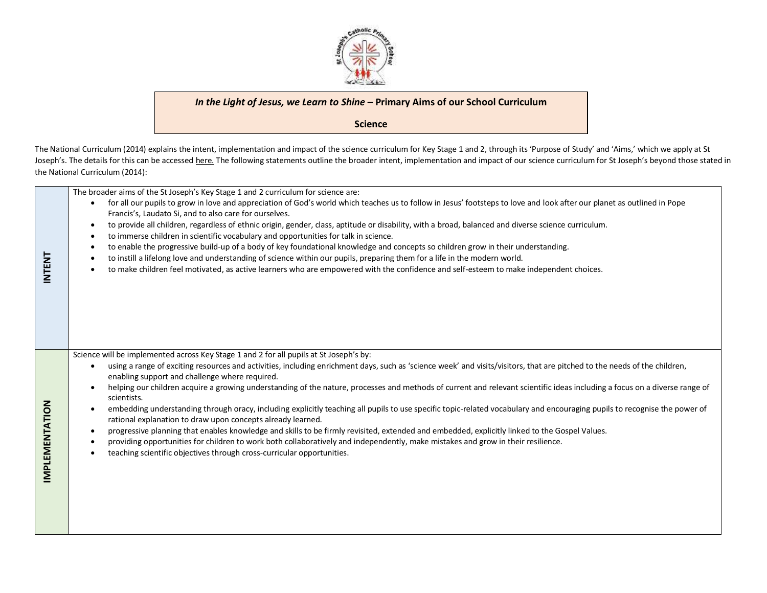***In the Light of Jesus, we Learn to Shine* – Primary Aims of our School Curriculum**

**Science**

The National Curriculum (2014) explains the intent, implementation and impact of the science curriculum for Key Stage 1 and 2, through its 'Purpose of Study' and 'Aims,' which we apply at St Joseph's. The details for this can be accessed here. The following statements outline the broader intent, implementation and impact of our science curriculum for St Joseph's beyond those stated in the National Curriculum (2014):

| | |
|---|---|
| **INTENT** | The broader aims of the St Joseph's Key Stage 1 and 2 curriculum for science are:<br>• for all our pupils to grow in love and appreciation of God's world which teaches us to follow in Jesus' footsteps to love and look after our planet as outlined in Pope Francis's, Laudato Si, and to also care for ourselves.<br>• to provide all children, regardless of ethnic origin, gender, class, aptitude or disability, with a broad, balanced and diverse science curriculum.<br>• to immerse children in scientific vocabulary and opportunities for talk in science.<br>• to enable the progressive build-up of a body of key foundational knowledge and concepts so children grow in their understanding.<br>• to instill a lifelong love and understanding of science within our pupils, preparing them for a life in the modern world.<br>• to make children feel motivated, as active learners who are empowered with the confidence and self-esteem to make independent choices. |
| **IMPLEMENTATION** | Science will be implemented across Key Stage 1 and 2 for all pupils at St Joseph's by:<br>• using a range of exciting resources and activities, including enrichment days, such as 'science week' and visits/visitors, that are pitched to the needs of the children, enabling support and challenge where required.<br>• helping our children acquire a growing understanding of the nature, processes and methods of current and relevant scientific ideas including a focus on a diverse range of scientists.<br>• embedding understanding through oracy, including explicitly teaching all pupils to use specific topic-related vocabulary and encouraging pupils to recognise the power of rational explanation to draw upon concepts already learned.<br>• progressive planning that enables knowledge and skills to be firmly revisited, extended and embedded, explicitly linked to the Gospel Values.<br>• providing opportunities for children to work both collaboratively and independently, make mistakes and grow in their resilience.<br>• teaching scientific objectives through cross-curricular opportunities. |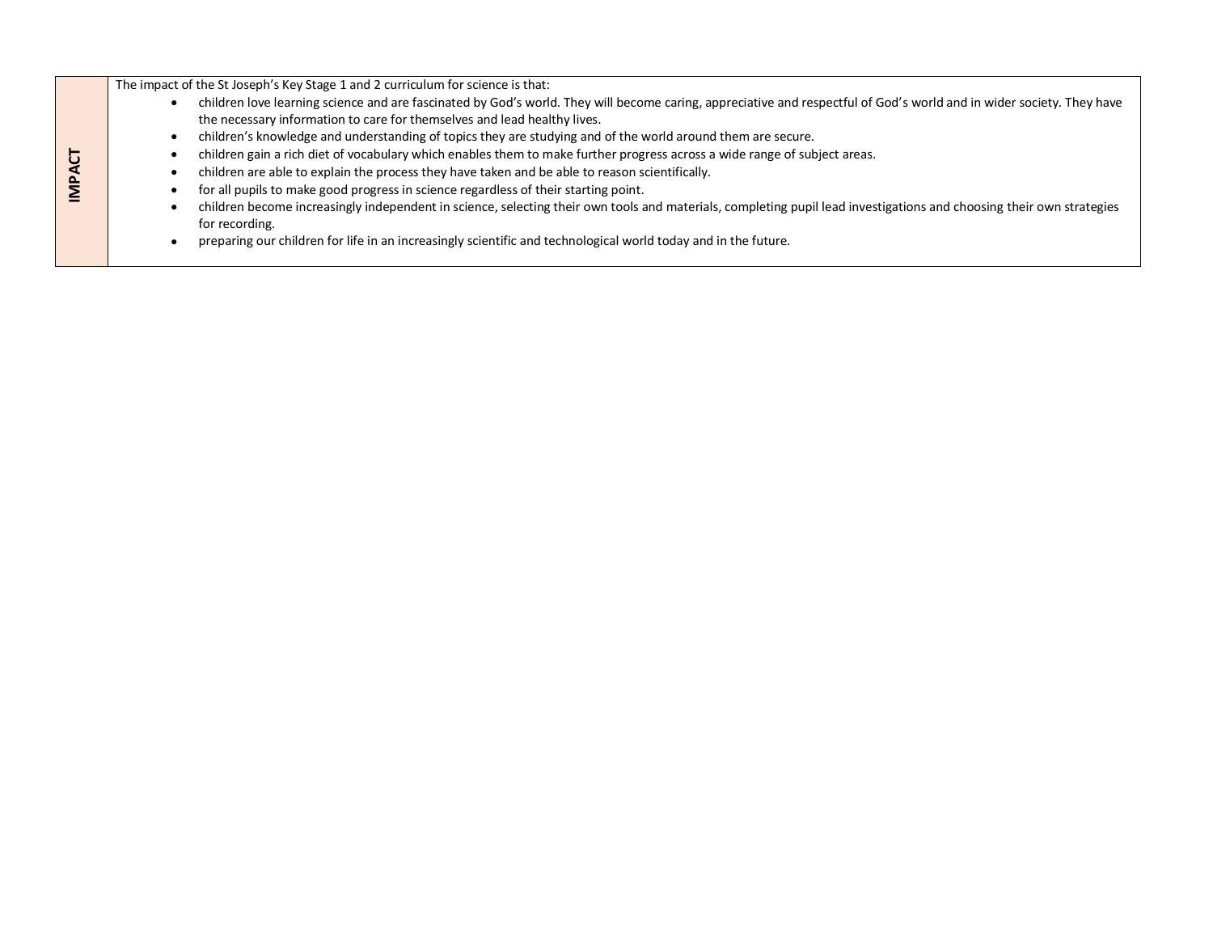| | |
|---|---|
| **IMPACT** | The impact of the St Joseph's Key Stage 1 and 2 curriculum for science is that:<br>• children love learning science and are fascinated by God's world. They will become caring, appreciative and respectful of God's world and in wider society. They have the necessary information to care for themselves and lead healthy lives.<br>• children's knowledge and understanding of topics they are studying and of the world around them are secure.<br>• children gain a rich diet of vocabulary which enables them to make further progress across a wide range of subject areas.<br>• children are able to explain the process they have taken and be able to reason scientifically.<br>• for all pupils to make good progress in science regardless of their starting point.<br>• children become increasingly independent in science, selecting their own tools and materials, completing pupil lead investigations and choosing their own strategies for recording.<br>• preparing our children for life in an increasingly scientific and technological world today and in the future. |